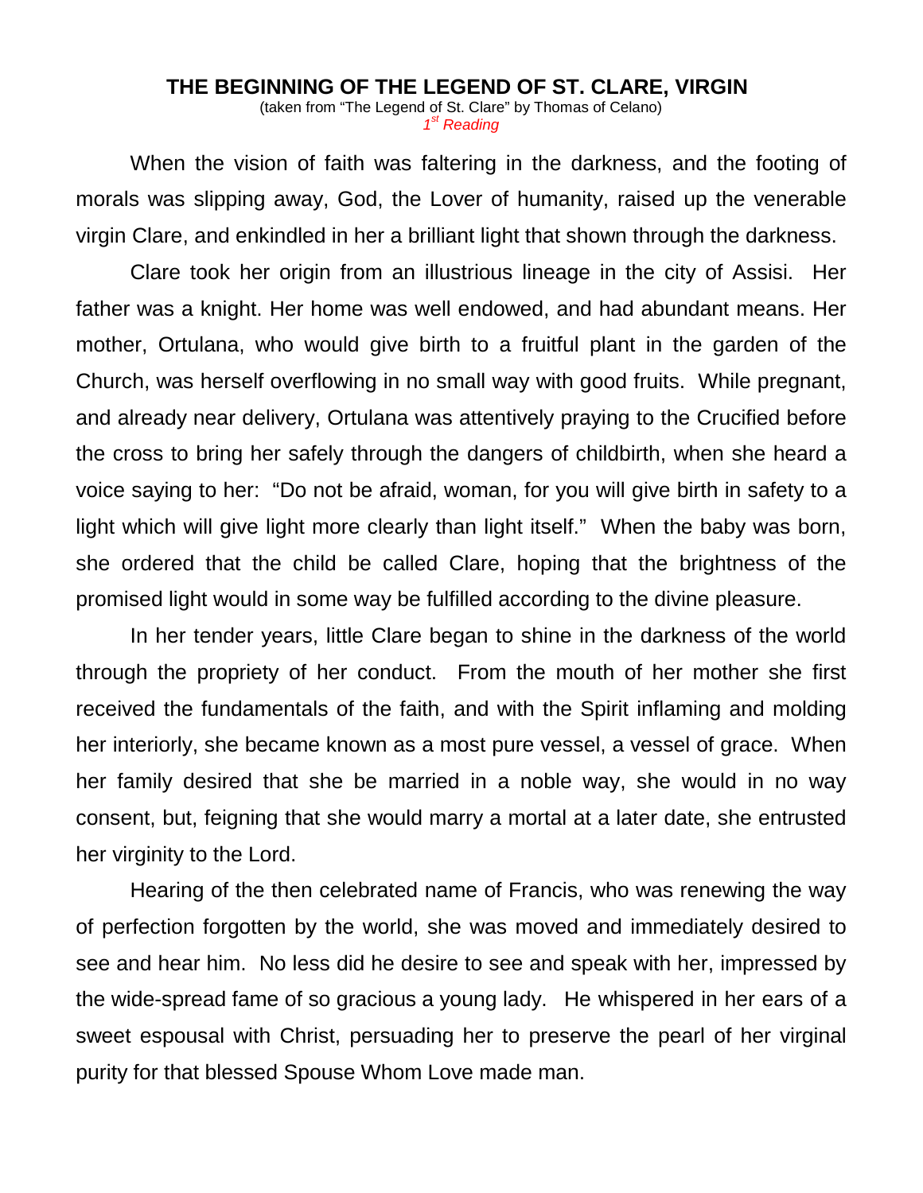# THE BEGINNING OF THE LEGEND OF ST. CLARE, VIRGIN

(taken from "The Legend of St. Clare" by Thomas of Celano)

*1st Reading*

When the vision of faith was faltering in the darkness, and the footing of morals was slipping away, God, the Lover of humanity, raised up the venerable virgin Clare, and enkindled in her a brilliant light that shown through the darkness.

Clare took her origin from an illustrious lineage in the city of Assisi. Her father was a knight. Her home was well endowed, and had abundant means. Her mother, Ortulana, who would give birth to a fruitful plant in the garden of the Church, was herself overflowing in no small way with good fruits. While pregnant, and already near delivery, Ortulana was attentively praying to the Crucified before the cross to bring her safely through the dangers of childbirth, when she heard a voice saying to her: "Do not be afraid, woman, for you will give birth in safety to a light which will give light more clearly than light itself." When the baby was born, she ordered that the child be called Clare, hoping that the brightness of the promised light would in some way be fulfilled according to the divine pleasure.

In her tender years, little Clare began to shine in the darkness of the world through the propriety of her conduct. From the mouth of her mother she first received the fundamentals of the faith, and with the Spirit inflaming and molding her interiorly, she became known as a most pure vessel, a vessel of grace. When her family desired that she be married in a noble way, she would in no way consent, but, feigning that she would marry a mortal at a later date, she entrusted her virginity to the Lord.

Hearing of the then celebrated name of Francis, who was renewing the way of perfection forgotten by the world, she was moved and immediately desired to see and hear him. No less did he desire to see and speak with her, impressed by the wide-spread fame of so gracious a young lady. He whispered in her ears of a sweet espousal with Christ, persuading her to preserve the pearl of her virginal purity for that blessed Spouse Whom Love made man.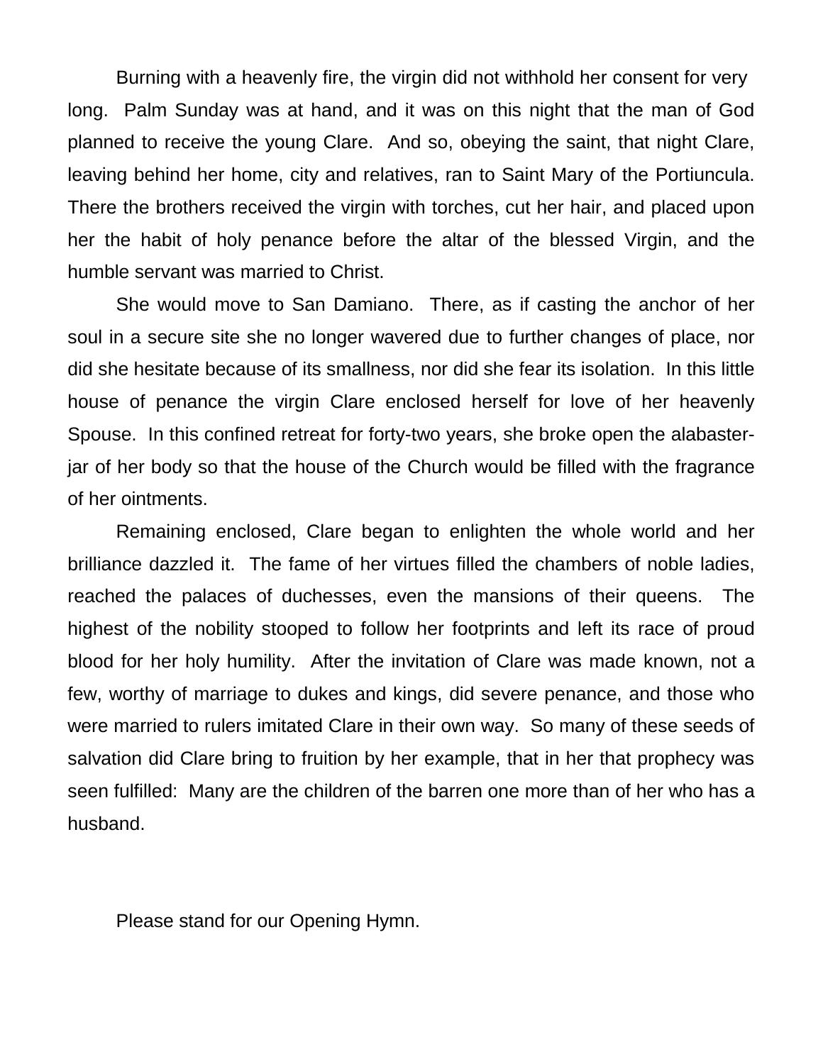Burning with a heavenly fire, the virgin did not withhold her consent for very long. Palm Sunday was at hand, and it was on this night that the man of God planned to receive the young Clare. And so, obeying the saint, that night Clare, leaving behind her home, city and relatives, ran to Saint Mary of the Portiuncula. There the brothers received the virgin with torches, cut her hair, and placed upon her the habit of holy penance before the altar of the blessed Virgin, and the humble servant was married to Christ.

She would move to San Damiano. There, as if casting the anchor of her soul in a secure site she no longer wavered due to further changes of place, nor did she hesitate because of its smallness, nor did she fear its isolation. In this little house of penance the virgin Clare enclosed herself for love of her heavenly Spouse. In this confined retreat for forty-two years, she broke open the alabaster-jar of her body so that the house of the Church would be filled with the fragrance of her ointments.

Remaining enclosed, Clare began to enlighten the whole world and her brilliance dazzled it. The fame of her virtues filled the chambers of noble ladies, reached the palaces of duchesses, even the mansions of their queens. The highest of the nobility stooped to follow her footprints and left its race of proud blood for her holy humility. After the invitation of Clare was made known, not a few, worthy of marriage to dukes and kings, did severe penance, and those who were married to rulers imitated Clare in their own way. So many of these seeds of salvation did Clare bring to fruition by her example, that in her that prophecy was seen fulfilled: Many are the children of the barren one more than of her who has a husband.

Please stand for our Opening Hymn.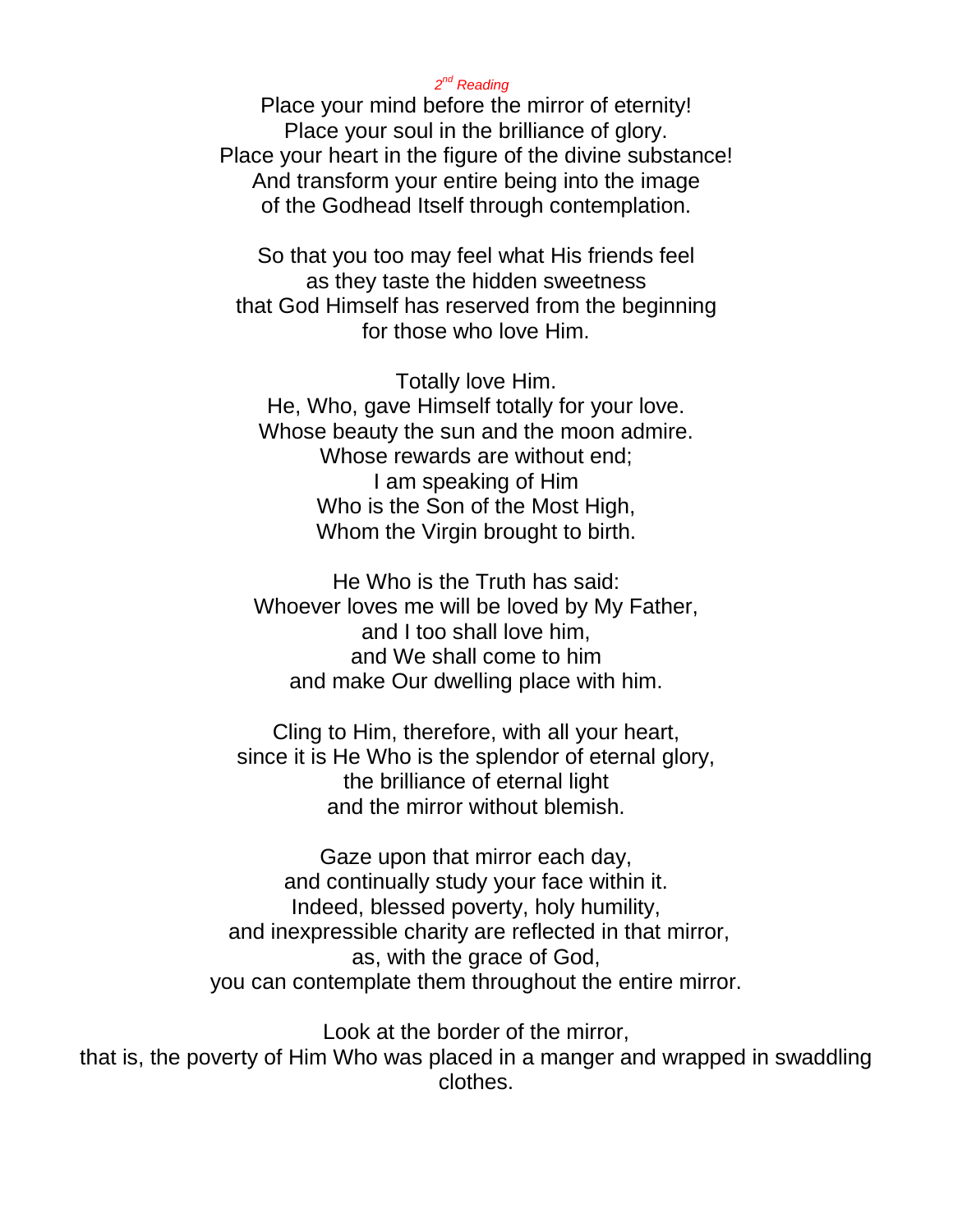*2nd Reading*

Place your mind before the mirror of eternity!
Place your soul in the brilliance of glory.
Place your heart in the figure of the divine substance!
And transform your entire being into the image
of the Godhead Itself through contemplation.

So that you too may feel what His friends feel
as they taste the hidden sweetness
that God Himself has reserved from the beginning
for those who love Him.

Totally love Him.
He, Who, gave Himself totally for your love.
Whose beauty the sun and the moon admire.
Whose rewards are without end;
I am speaking of Him
Who is the Son of the Most High,
Whom the Virgin brought to birth.

He Who is the Truth has said:
Whoever loves me will be loved by My Father,
and I too shall love him,
and We shall come to him
and make Our dwelling place with him.

Cling to Him, therefore, with all your heart,
since it is He Who is the splendor of eternal glory,
the brilliance of eternal light
and the mirror without blemish.

Gaze upon that mirror each day,
and continually study your face within it.
Indeed, blessed poverty, holy humility,
and inexpressible charity are reflected in that mirror,
as, with the grace of God,
you can contemplate them throughout the entire mirror.

Look at the border of the mirror,
that is, the poverty of Him Who was placed in a manger and wrapped in swaddling clothes.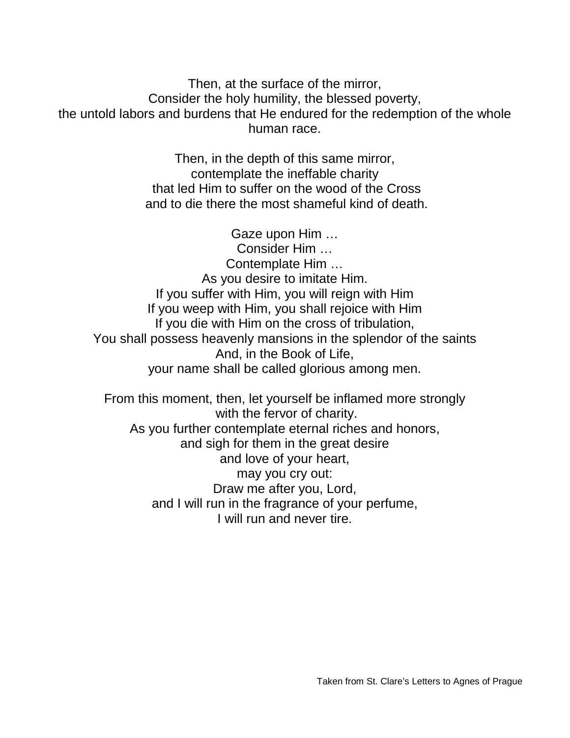Then, at the surface of the mirror,  
Consider the holy humility, the blessed poverty,  
the untold labors and burdens that He endured for the redemption of the whole human race.

Then, in the depth of this same mirror,  
contemplate the ineffable charity  
that led Him to suffer on the wood of the Cross  
and to die there the most shameful kind of death.

Gaze upon Him …  
Consider Him …  
Contemplate Him …  
As you desire to imitate Him.  
If you suffer with Him, you will reign with Him  
If you weep with Him, you shall rejoice with Him  
If you die with Him on the cross of tribulation,  
You shall possess heavenly mansions in the splendor of the saints  
And, in the Book of Life,  
your name shall be called glorious among men.

From this moment, then, let yourself be inflamed more strongly  
with the fervor of charity.  
As you further contemplate eternal riches and honors,  
and sigh for them in the great desire  
and love of your heart,  
may you cry out:  
Draw me after you, Lord,  
and I will run in the fragrance of your perfume,  
I will run and never tire.

Taken from St. Clare's Letters to Agnes of Prague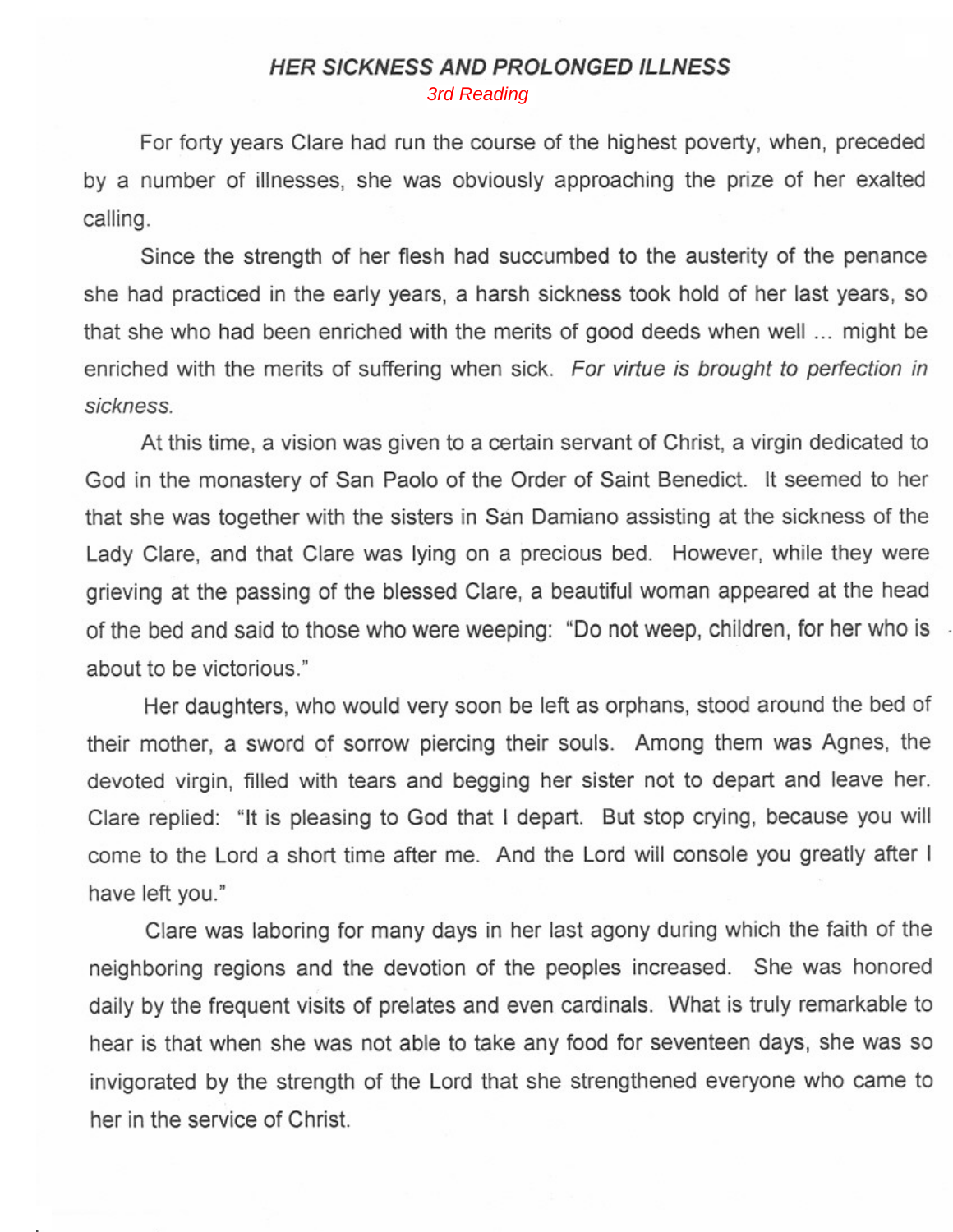## *HER SICKNESS AND PROLONGED ILLNESS*

*3rd Reading*

For forty years Clare had run the course of the highest poverty, when, preceded by a number of illnesses, she was obviously approaching the prize of her exalted calling.

Since the strength of her flesh had succumbed to the austerity of the penance she had practiced in the early years, a harsh sickness took hold of her last years, so that she who had been enriched with the merits of good deeds when well ... might be enriched with the merits of suffering when sick. *For virtue is brought to perfection in sickness.*

At this time, a vision was given to a certain servant of Christ, a virgin dedicated to God in the monastery of San Paolo of the Order of Saint Benedict. It seemed to her that she was together with the sisters in San Damiano assisting at the sickness of the Lady Clare, and that Clare was lying on a precious bed. However, while they were grieving at the passing of the blessed Clare, a beautiful woman appeared at the head of the bed and said to those who were weeping: "Do not weep, children, for her who is about to be victorious."

Her daughters, who would very soon be left as orphans, stood around the bed of their mother, a sword of sorrow piercing their souls. Among them was Agnes, the devoted virgin, filled with tears and begging her sister not to depart and leave her. Clare replied: "It is pleasing to God that I depart. But stop crying, because you will come to the Lord a short time after me. And the Lord will console you greatly after I have left you."

Clare was laboring for many days in her last agony during which the faith of the neighboring regions and the devotion of the peoples increased. She was honored daily by the frequent visits of prelates and even cardinals. What is truly remarkable to hear is that when she was not able to take any food for seventeen days, she was so invigorated by the strength of the Lord that she strengthened everyone who came to her in the service of Christ.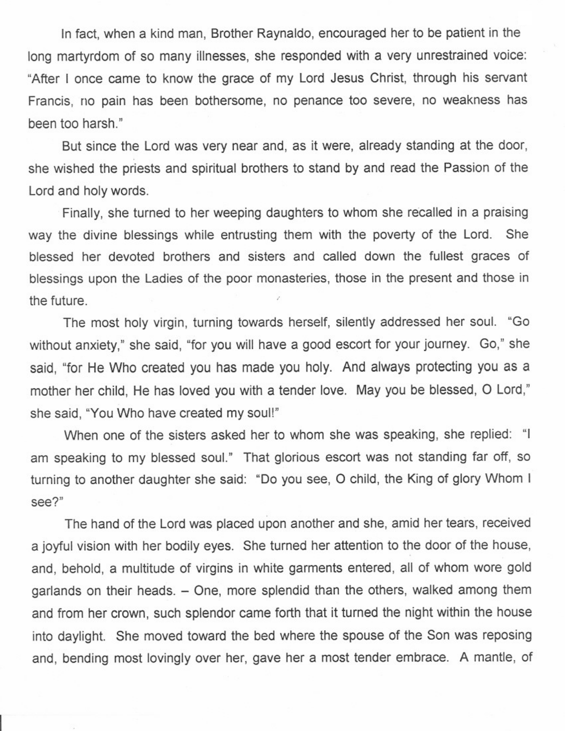In fact, when a kind man, Brother Raynaldo, encouraged her to be patient in the long martyrdom of so many illnesses, she responded with a very unrestrained voice: "After I once came to know the grace of my Lord Jesus Christ, through his servant Francis, no pain has been bothersome, no penance too severe, no weakness has been too harsh."

But since the Lord was very near and, as it were, already standing at the door, she wished the priests and spiritual brothers to stand by and read the Passion of the Lord and holy words.

Finally, she turned to her weeping daughters to whom she recalled in a praising way the divine blessings while entrusting them with the poverty of the Lord. She blessed her devoted brothers and sisters and called down the fullest graces of blessings upon the Ladies of the poor monasteries, those in the present and those in the future.

The most holy virgin, turning towards herself, silently addressed her soul. "Go without anxiety," she said, "for you will have a good escort for your journey. Go," she said, "for He Who created you has made you holy. And always protecting you as a mother her child, He has loved you with a tender love. May you be blessed, O Lord," she said, "You Who have created my soul!"

When one of the sisters asked her to whom she was speaking, she replied: "I am speaking to my blessed soul." That glorious escort was not standing far off, so turning to another daughter she said: "Do you see, O child, the King of glory Whom I see?"

The hand of the Lord was placed upon another and she, amid her tears, received a joyful vision with her bodily eyes. She turned her attention to the door of the house, and, behold, a multitude of virgins in white garments entered, all of whom wore gold garlands on their heads. – One, more splendid than the others, walked among them and from her crown, such splendor came forth that it turned the night within the house into daylight. She moved toward the bed where the spouse of the Son was reposing and, bending most lovingly over her, gave her a most tender embrace. A mantle, of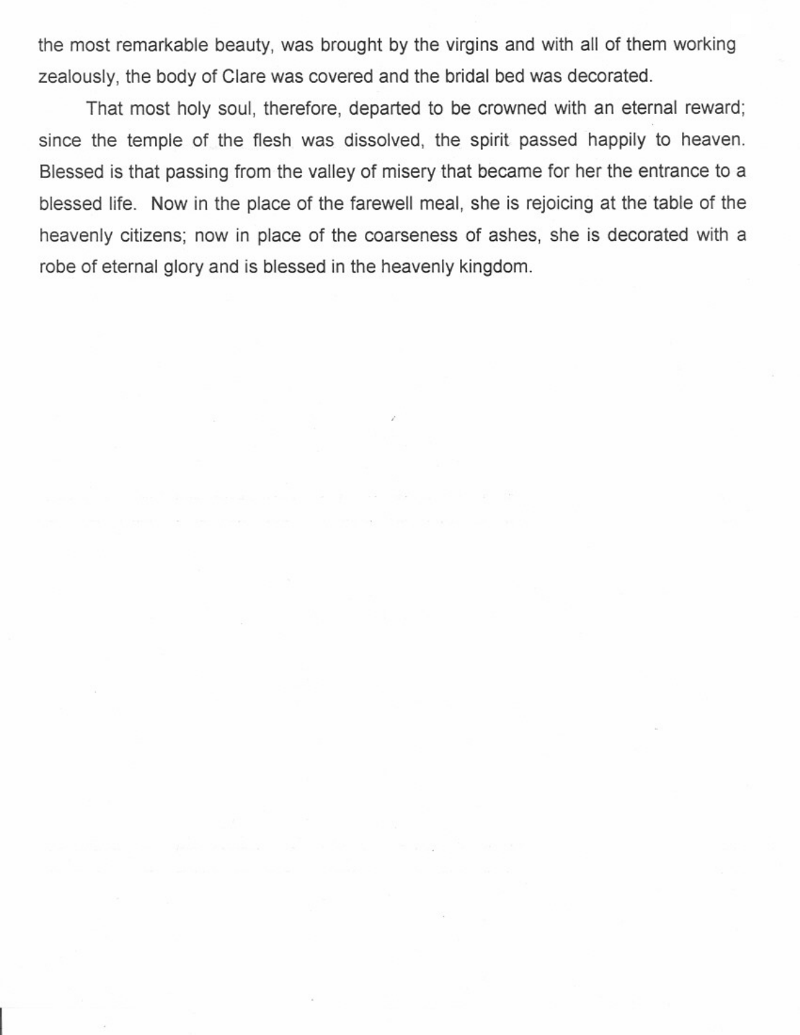the most remarkable beauty, was brought by the virgins and with all of them working zealously, the body of Clare was covered and the bridal bed was decorated.

That most holy soul, therefore, departed to be crowned with an eternal reward; since the temple of the flesh was dissolved, the spirit passed happily to heaven. Blessed is that passing from the valley of misery that became for her the entrance to a blessed life. Now in the place of the farewell meal, she is rejoicing at the table of the heavenly citizens; now in place of the coarseness of ashes, she is decorated with a robe of eternal glory and is blessed in the heavenly kingdom.